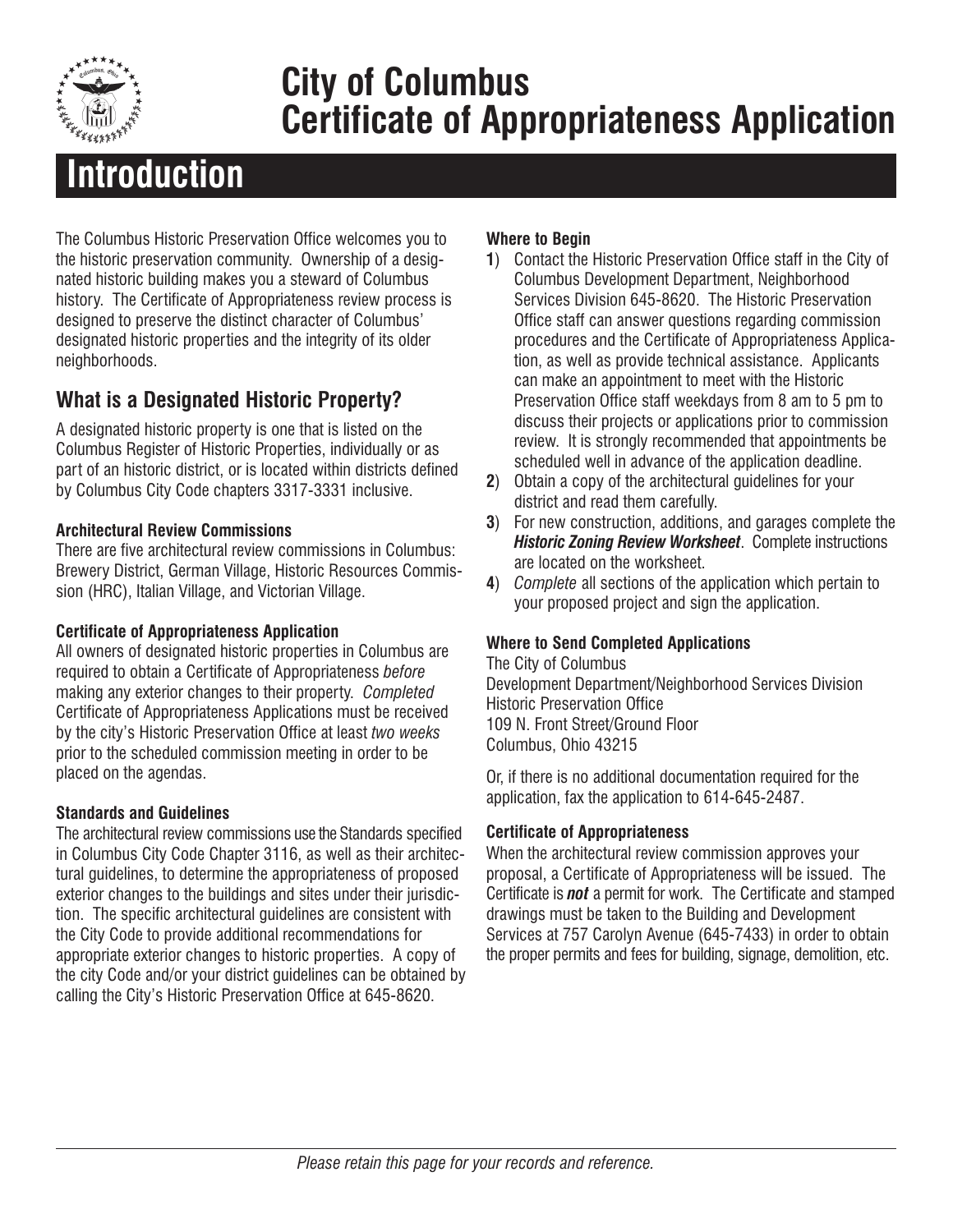# City of Columbus Certificate of Appropriateness Application

## Introduction

The Columbus Historic Preservation Office welcomes you to the historic preservation community. Ownership of a designated historic building makes you a steward of Columbus history. The Certificate of Appropriateness review process is designed to preserve the distinct character of Columbus' designated historic properties and the integrity of its older neighborhoods.

### What is a Designated Historic Property?

A designated historic property is one that is listed on the Columbus Register of Historic Properties, individually or as part of an historic district, or is located within districts defined by Columbus City Code chapters 3317-3331 inclusive.

**Architectural Review Commissions**

There are five architectural review commissions in Columbus: Brewery District, German Village, Historic Resources Commission (HRC), Italian Village, and Victorian Village.

**Certificate of Appropriateness Application**

All owners of designated historic properties in Columbus are required to obtain a Certificate of Appropriateness *before* making any exterior changes to their property. *Completed* Certificate of Appropriateness Applications must be received by the city's Historic Preservation Office at least *two weeks* prior to the scheduled commission meeting in order to be placed on the agendas.

**Standards and Guidelines**

The architectural review commissions use the Standards specified in Columbus City Code Chapter 3116, as well as their architectural guidelines, to determine the appropriateness of proposed exterior changes to the buildings and sites under their jurisdiction. The specific architectural guidelines are consistent with the City Code to provide additional recommendations for appropriate exterior changes to historic properties. A copy of the city Code and/or your district guidelines can be obtained by calling the City's Historic Preservation Office at 645-8620.

**Where to Begin**

**1**) Contact the Historic Preservation Office staff in the City of Columbus Development Department, Neighborhood Services Division 645-8620. The Historic Preservation Office staff can answer questions regarding commission procedures and the Certificate of Appropriateness Application, as well as provide technical assistance. Applicants can make an appointment to meet with the Historic Preservation Office staff weekdays from 8 am to 5 pm to discuss their projects or applications prior to commission review. It is strongly recommended that appointments be scheduled well in advance of the application deadline.

**2**) Obtain a copy of the architectural guidelines for your district and read them carefully.

**3**) For new construction, additions, and garages complete the ***Historic Zoning Review Worksheet***. Complete instructions are located on the worksheet.

**4**) *Complete* all sections of the application which pertain to your proposed project and sign the application.

**Where to Send Completed Applications**

The City of Columbus
Development Department/Neighborhood Services Division
Historic Preservation Office
109 N. Front Street/Ground Floor
Columbus, Ohio 43215

Or, if there is no additional documentation required for the application, fax the application to 614-645-2487.

**Certificate of Appropriateness**

When the architectural review commission approves your proposal, a Certificate of Appropriateness will be issued. The Certificate is ***not*** a permit for work. The Certificate and stamped drawings must be taken to the Building and Development Services at 757 Carolyn Avenue (645-7433) in order to obtain the proper permits and fees for building, signage, demolition, etc.

*Please retain this page for your records and reference.*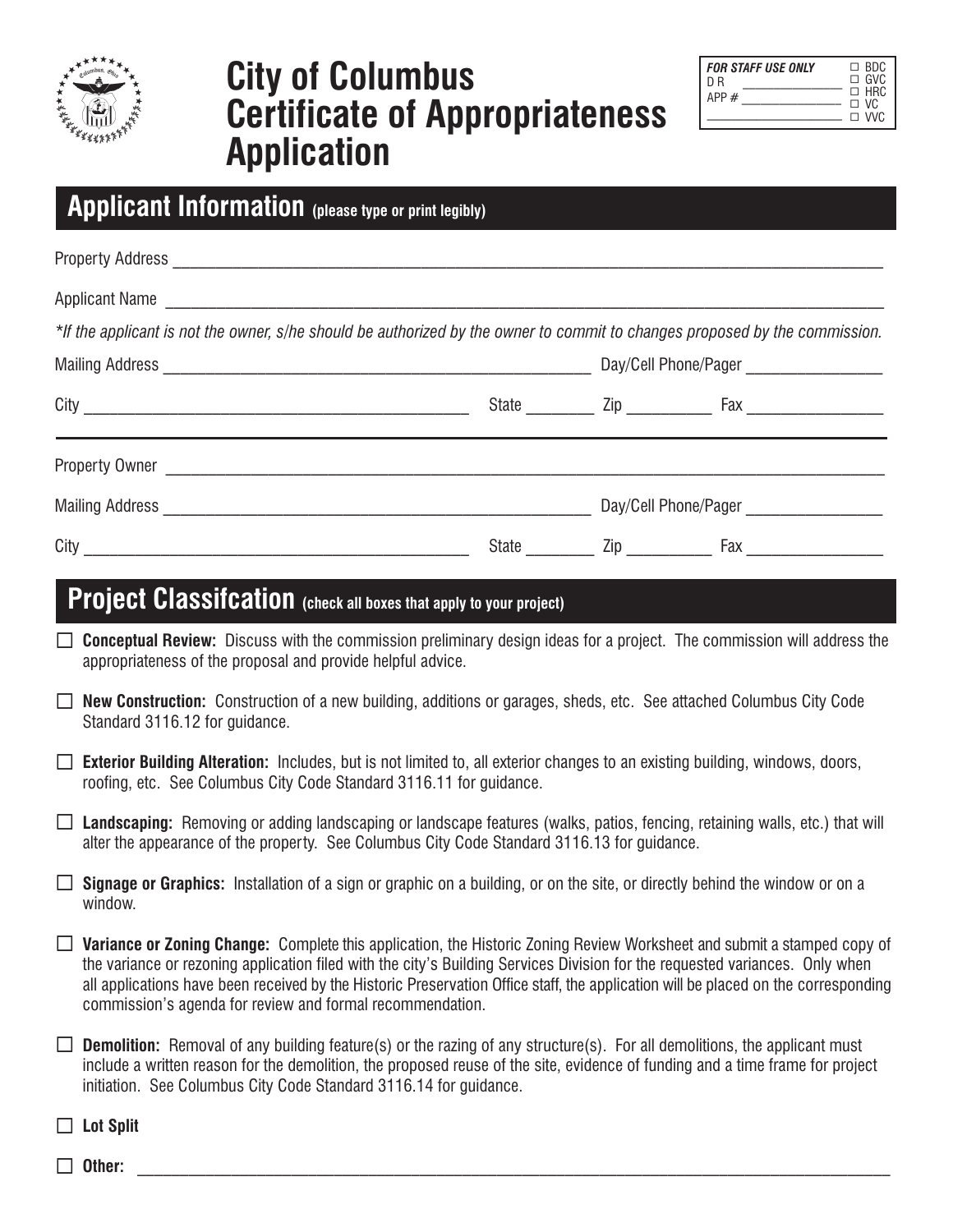# City of Columbus Certificate of Appropriateness Application

| *FOR STAFF USE ONLY* | |
|---|---|
| D R ______________ | ☐ BDC |
| APP # ______________ | ☐ GVC |
| | ☐ HRC |
| | ☐ VC |
| ______________ | ☐ VVC |

## Applicant Information (please type or print legibly)

Property Address ______________________________________________

Applicant Name ______________________________________________

*\*If the applicant is not the owner, s/he should be authorized by the owner to commit to changes proposed by the commission.*

Mailing Address ______________________________ Day/Cell Phone/Pager ______________

City ______________________________ State ________ Zip __________ Fax ______________

Property Owner ______________________________________________

Mailing Address ______________________________ Day/Cell Phone/Pager ______________

City ______________________________ State ________ Zip __________ Fax ______________

## Project Classifcation (check all boxes that apply to your project)

- ☐ **Conceptual Review:** Discuss with the commission preliminary design ideas for a project. The commission will address the appropriateness of the proposal and provide helpful advice.
- ☐ **New Construction:** Construction of a new building, additions or garages, sheds, etc. See attached Columbus City Code Standard 3116.12 for guidance.
- ☐ **Exterior Building Alteration:** Includes, but is not limited to, all exterior changes to an existing building, windows, doors, roofing, etc. See Columbus City Code Standard 3116.11 for guidance.
- ☐ **Landscaping:** Removing or adding landscaping or landscape features (walks, patios, fencing, retaining walls, etc.) that will alter the appearance of the property. See Columbus City Code Standard 3116.13 for guidance.
- ☐ **Signage or Graphics:** Installation of a sign or graphic on a building, or on the site, or directly behind the window or on a window.
- ☐ **Variance or Zoning Change:** Complete this application, the Historic Zoning Review Worksheet and submit a stamped copy of the variance or rezoning application filed with the city's Building Services Division for the requested variances. Only when all applications have been received by the Historic Preservation Office staff, the application will be placed on the corresponding commission's agenda for review and formal recommendation.
- ☐ **Demolition:** Removal of any building feature(s) or the razing of any structure(s). For all demolitions, the applicant must include a written reason for the demolition, the proposed reuse of the site, evidence of funding and a time frame for project initiation. See Columbus City Code Standard 3116.14 for guidance.
- ☐ **Lot Split**
- ☐ **Other:** ______________________________________________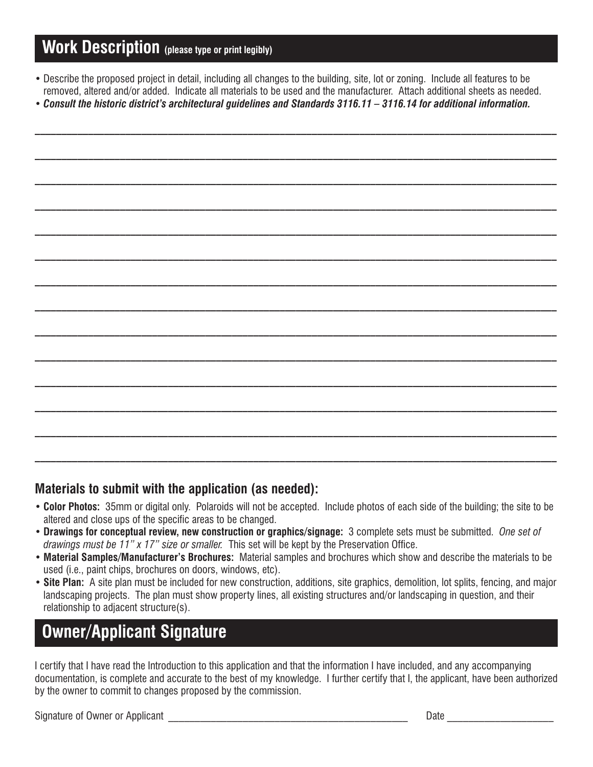## Work Description (please type or print legibly)

- Describe the proposed project in detail, including all changes to the building, site, lot or zoning. Include all features to be removed, altered and/or added. Indicate all materials to be used and the manufacturer. Attach additional sheets as needed.
- ***Consult the historic district's architectural guidelines and Standards 3116.11 – 3116.14 for additional information.***

______________________________________________________________________________

______________________________________________________________________________

______________________________________________________________________________

______________________________________________________________________________

______________________________________________________________________________

______________________________________________________________________________

______________________________________________________________________________

______________________________________________________________________________

______________________________________________________________________________

______________________________________________________________________________

______________________________________________________________________________

______________________________________________________________________________

______________________________________________________________________________

______________________________________________________________________________

### Materials to submit with the application (as needed):

- **Color Photos:** 35mm or digital only. Polaroids will not be accepted. Include photos of each side of the building; the site to be altered and close ups of the specific areas to be changed.
- **Drawings for conceptual review, new construction or graphics/signage:** 3 complete sets must be submitted. *One set of drawings must be 11'' x 17'' size or smaller.* This set will be kept by the Preservation Office.
- **Material Samples/Manufacturer's Brochures:** Material samples and brochures which show and describe the materials to be used (i.e., paint chips, brochures on doors, windows, etc).
- **Site Plan:** A site plan must be included for new construction, additions, site graphics, demolition, lot splits, fencing, and major landscaping projects. The plan must show property lines, all existing structures and/or landscaping in question, and their relationship to adjacent structure(s).

## Owner/Applicant Signature

I certify that I have read the Introduction to this application and that the information I have included, and any accompanying documentation, is complete and accurate to the best of my knowledge. I further certify that I, the applicant, have been authorized by the owner to commit to changes proposed by the commission.

Signature of Owner or Applicant ________________________________________ Date ____________________